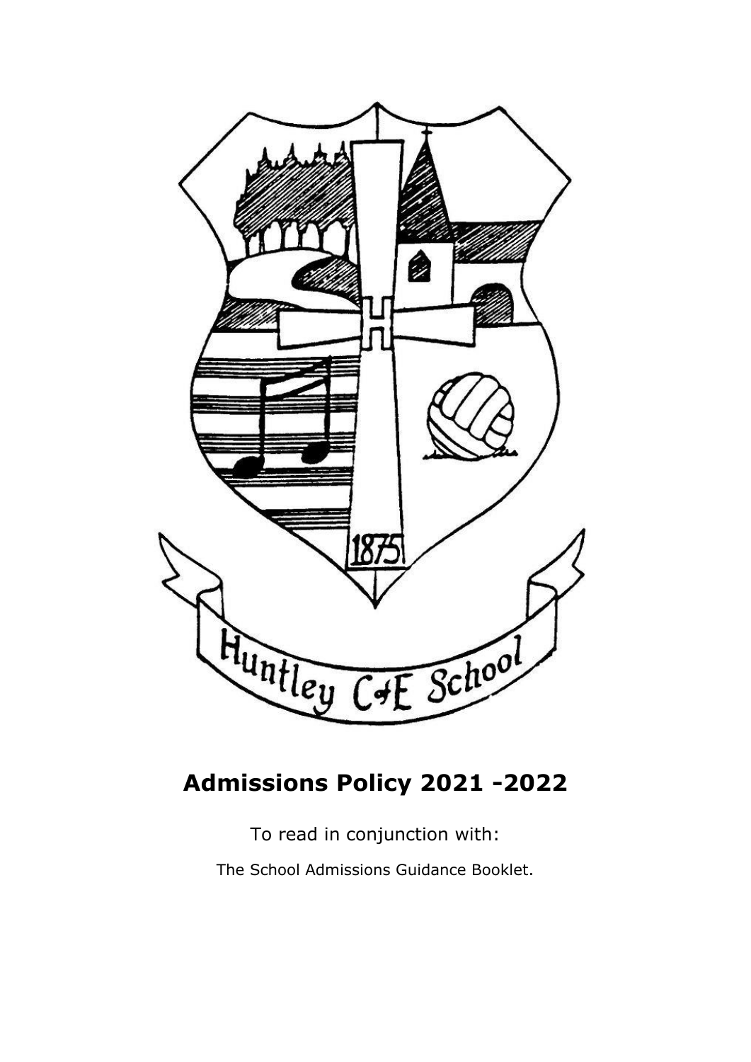# Admissions Policy 2021 -2022

To read in conjunction with:

The School Admissions Guidance Booklet.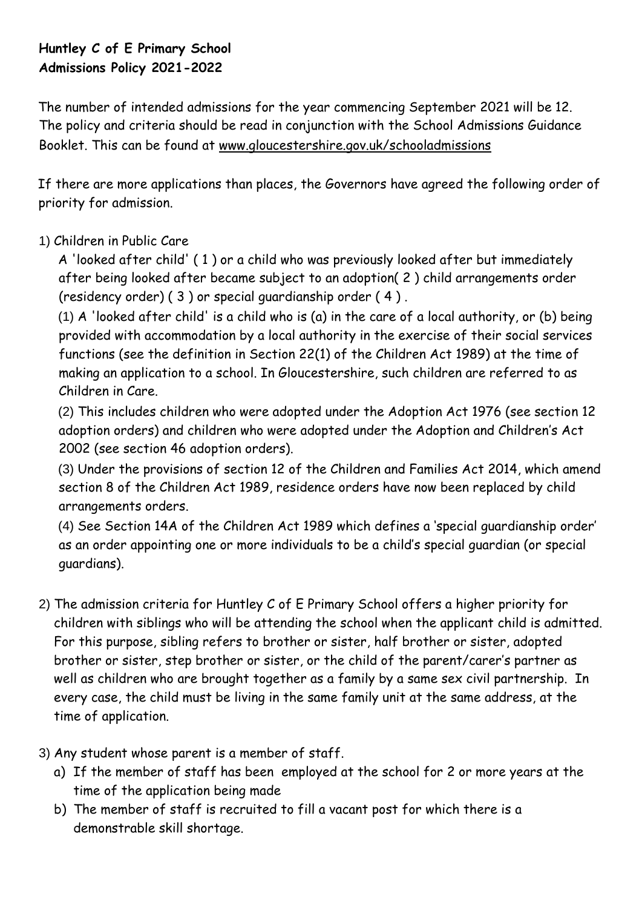**Huntley C of E Primary School**
**Admissions Policy 2021-2022**

The number of intended admissions for the year commencing September 2021 will be 12. The policy and criteria should be read in conjunction with the School Admissions Guidance Booklet. This can be found at www.gloucestershire.gov.uk/schooladmissions

If there are more applications than places, the Governors have agreed the following order of priority for admission.

1) Children in Public Care

A 'looked after child' ( 1 ) or a child who was previously looked after but immediately after being looked after became subject to an adoption( 2 ) child arrangements order (residency order) ( 3 ) or special guardianship order ( 4 ) .

(1) A 'looked after child' is a child who is (a) in the care of a local authority, or (b) being provided with accommodation by a local authority in the exercise of their social services functions (see the definition in Section 22(1) of the Children Act 1989) at the time of making an application to a school. In Gloucestershire, such children are referred to as Children in Care.

(2) This includes children who were adopted under the Adoption Act 1976 (see section 12 adoption orders) and children who were adopted under the Adoption and Children's Act 2002 (see section 46 adoption orders).

(3) Under the provisions of section 12 of the Children and Families Act 2014, which amend section 8 of the Children Act 1989, residence orders have now been replaced by child arrangements orders.

(4) See Section 14A of the Children Act 1989 which defines a 'special guardianship order' as an order appointing one or more individuals to be a child's special guardian (or special guardians).

2) The admission criteria for Huntley C of E Primary School offers a higher priority for children with siblings who will be attending the school when the applicant child is admitted. For this purpose, sibling refers to brother or sister, half brother or sister, adopted brother or sister, step brother or sister, or the child of the parent/carer's partner as well as children who are brought together as a family by a same sex civil partnership. In every case, the child must be living in the same family unit at the same address, at the time of application.

3) Any student whose parent is a member of staff.

   a) If the member of staff has been employed at the school for 2 or more years at the time of the application being made
   b) The member of staff is recruited to fill a vacant post for which there is a demonstrable skill shortage.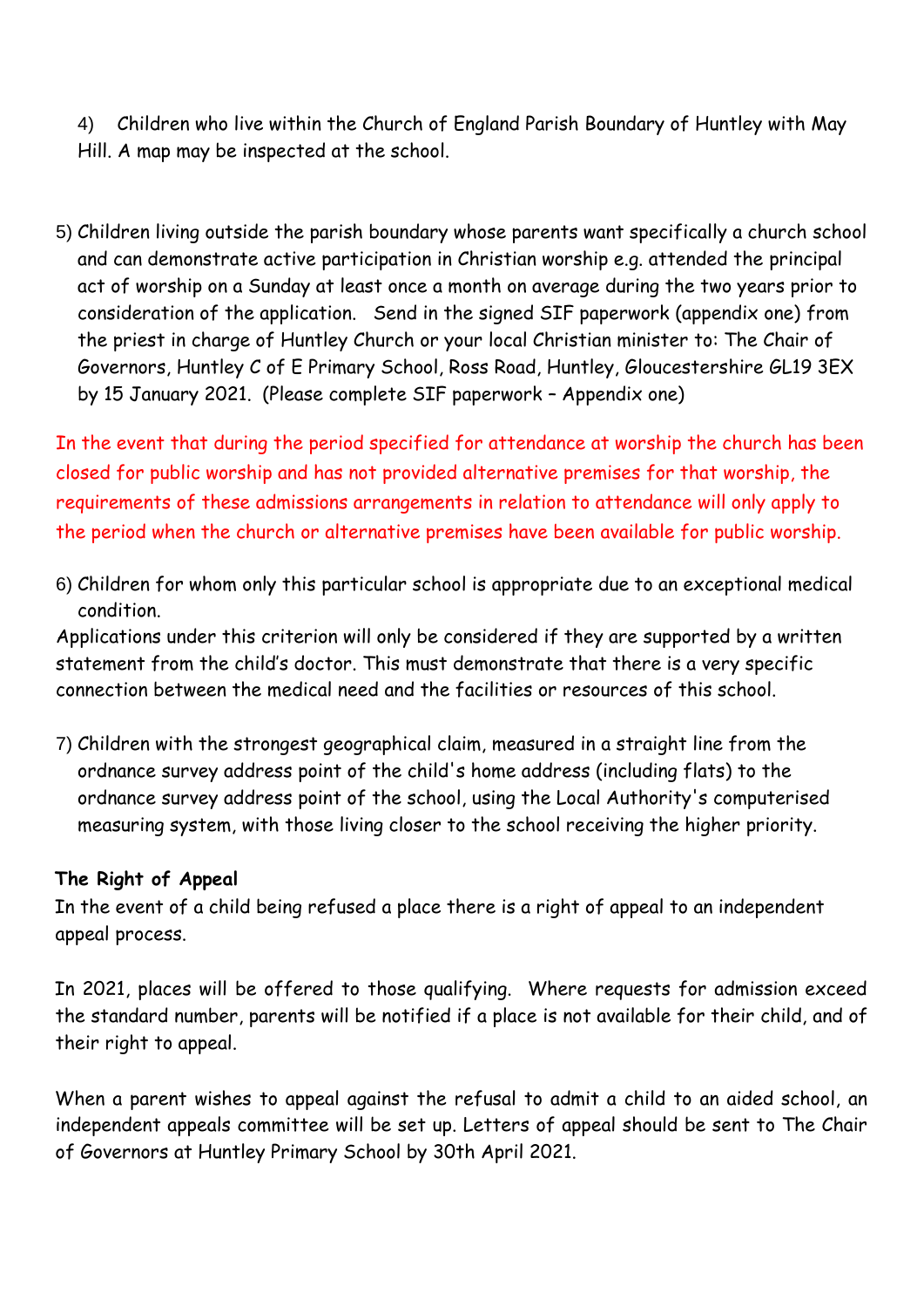4) Children who live within the Church of England Parish Boundary of Huntley with May Hill. A map may be inspected at the school.

5) Children living outside the parish boundary whose parents want specifically a church school and can demonstrate active participation in Christian worship e.g. attended the principal act of worship on a Sunday at least once a month on average during the two years prior to consideration of the application. Send in the signed SIF paperwork (appendix one) from the priest in charge of Huntley Church or your local Christian minister to: The Chair of Governors, Huntley C of E Primary School, Ross Road, Huntley, Gloucestershire GL19 3EX by 15 January 2021. (Please complete SIF paperwork – Appendix one)

In the event that during the period specified for attendance at worship the church has been closed for public worship and has not provided alternative premises for that worship, the requirements of these admissions arrangements in relation to attendance will only apply to the period when the church or alternative premises have been available for public worship.

6) Children for whom only this particular school is appropriate due to an exceptional medical condition.

Applications under this criterion will only be considered if they are supported by a written statement from the child's doctor. This must demonstrate that there is a very specific connection between the medical need and the facilities or resources of this school.

7) Children with the strongest geographical claim, measured in a straight line from the ordnance survey address point of the child's home address (including flats) to the ordnance survey address point of the school, using the Local Authority's computerised measuring system, with those living closer to the school receiving the higher priority.

**The Right of Appeal**

In the event of a child being refused a place there is a right of appeal to an independent appeal process.

In 2021, places will be offered to those qualifying. Where requests for admission exceed the standard number, parents will be notified if a place is not available for their child, and of their right to appeal.

When a parent wishes to appeal against the refusal to admit a child to an aided school, an independent appeals committee will be set up. Letters of appeal should be sent to The Chair of Governors at Huntley Primary School by 30th April 2021.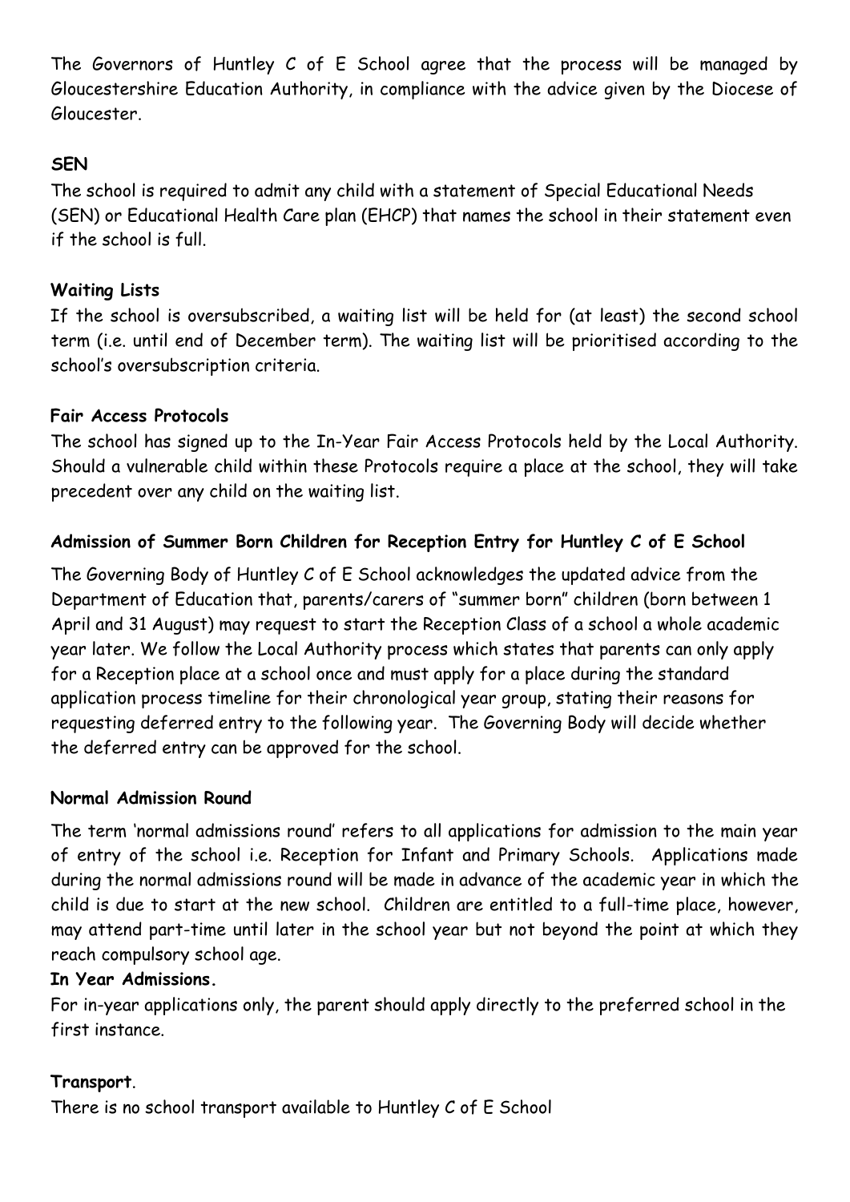The Governors of Huntley C of E School agree that the process will be managed by Gloucestershire Education Authority, in compliance with the advice given by the Diocese of Gloucester.

**SEN**

The school is required to admit any child with a statement of Special Educational Needs (SEN) or Educational Health Care plan (EHCP) that names the school in their statement even if the school is full.

**Waiting Lists**

If the school is oversubscribed, a waiting list will be held for (at least) the second school term (i.e. until end of December term). The waiting list will be prioritised according to the school's oversubscription criteria.

**Fair Access Protocols**

The school has signed up to the In-Year Fair Access Protocols held by the Local Authority. Should a vulnerable child within these Protocols require a place at the school, they will take precedent over any child on the waiting list.

**Admission of Summer Born Children for Reception Entry for Huntley C of E School**

The Governing Body of Huntley C of E School acknowledges the updated advice from the Department of Education that, parents/carers of "summer born" children (born between 1 April and 31 August) may request to start the Reception Class of a school a whole academic year later. We follow the Local Authority process which states that parents can only apply for a Reception place at a school once and must apply for a place during the standard application process timeline for their chronological year group, stating their reasons for requesting deferred entry to the following year. The Governing Body will decide whether the deferred entry can be approved for the school.

**Normal Admission Round**

The term 'normal admissions round' refers to all applications for admission to the main year of entry of the school i.e. Reception for Infant and Primary Schools. Applications made during the normal admissions round will be made in advance of the academic year in which the child is due to start at the new school. Children are entitled to a full-time place, however, may attend part-time until later in the school year but not beyond the point at which they reach compulsory school age.

**In Year Admissions.**

For in-year applications only, the parent should apply directly to the preferred school in the first instance.

**Transport**.

There is no school transport available to Huntley C of E School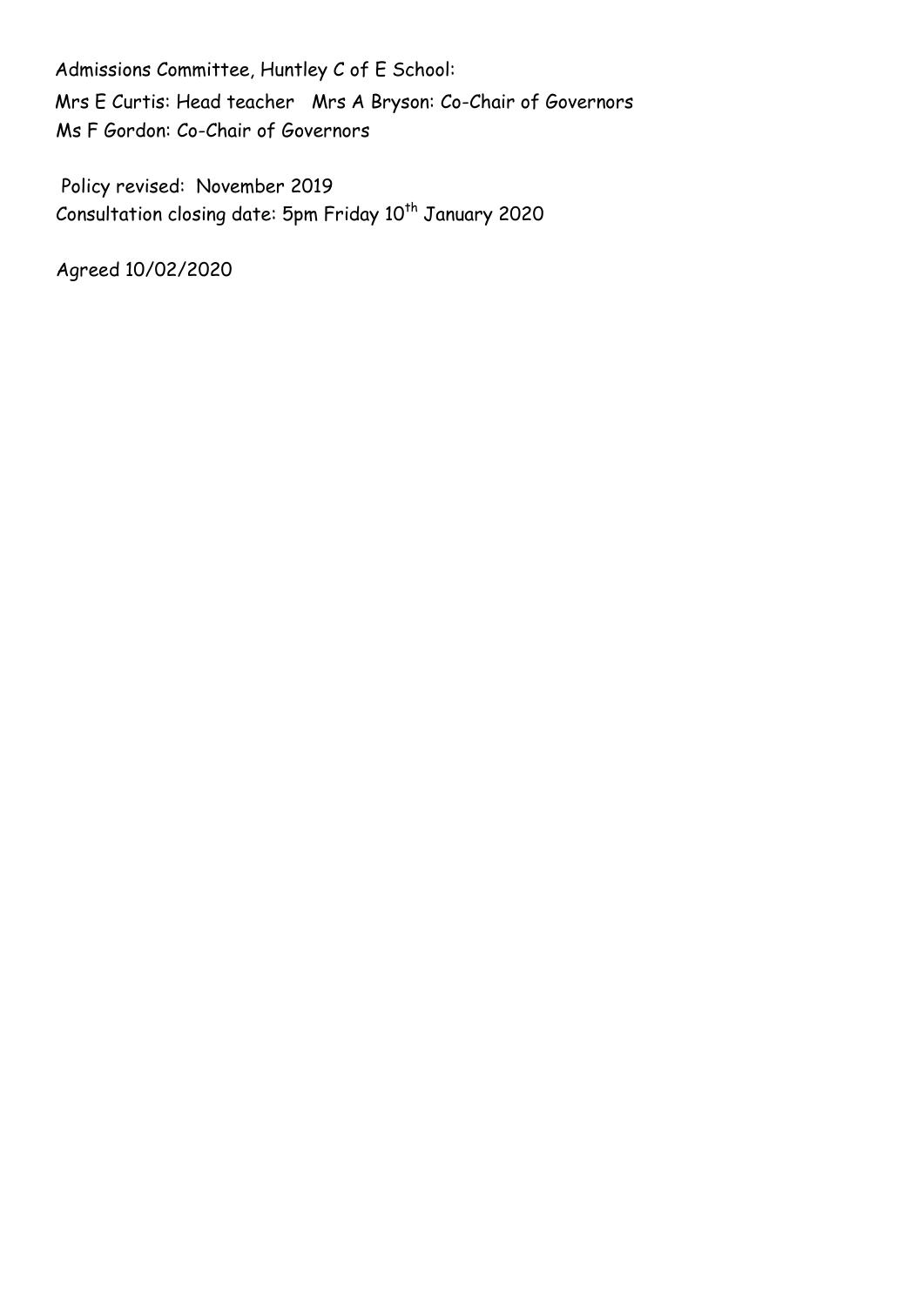Admissions Committee, Huntley C of E School:

Mrs E Curtis: Head teacher   Mrs A Bryson: Co-Chair of Governors

Ms F Gordon: Co-Chair of Governors

Policy revised: November 2019

Consultation closing date: 5pm Friday 10th January 2020

Agreed 10/02/2020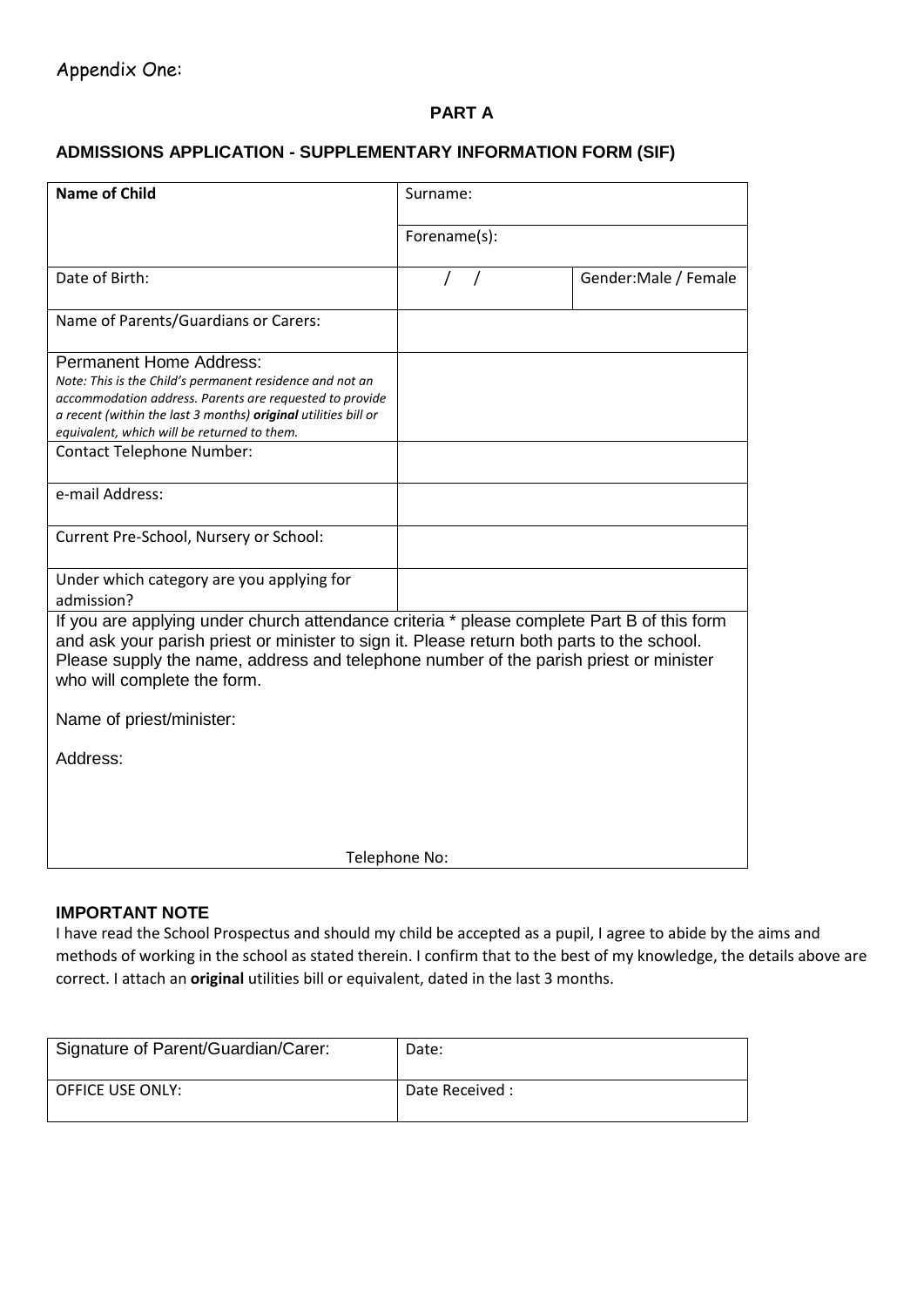Appendix One:

**PART A**

**ADMISSIONS APPLICATION - SUPPLEMENTARY INFORMATION FORM (SIF)**

| **Name of Child** | Surname: | |
|---|---|---|
| | Forename(s): | |
| Date of Birth: | / / | Gender:Male / Female |
| Name of Parents/Guardians or Carers: | | |
| Permanent Home Address:<br>*Note: This is the Child's permanent residence and not an accommodation address. Parents are requested to provide a recent (within the last 3 months)* ***original*** *utilities bill or equivalent, which will be returned to them.* | | |
| Contact Telephone Number: | | |
| e-mail Address: | | |
| Current Pre-School, Nursery or School: | | |
| Under which category are you applying for admission? | | |

If you are applying under church attendance criteria * please complete Part B of this form and ask your parish priest or minister to sign it. Please return both parts to the school. Please supply the name, address and telephone number of the parish priest or minister who will complete the form.

Name of priest/minister:

Address:

Telephone No:

**IMPORTANT NOTE**

I have read the School Prospectus and should my child be accepted as a pupil, I agree to abide by the aims and methods of working in the school as stated therein. I confirm that to the best of my knowledge, the details above are correct. I attach an **original** utilities bill or equivalent, dated in the last 3 months.

| Signature of Parent/Guardian/Carer: | Date: |
|---|---|
| OFFICE USE ONLY: | Date Received : |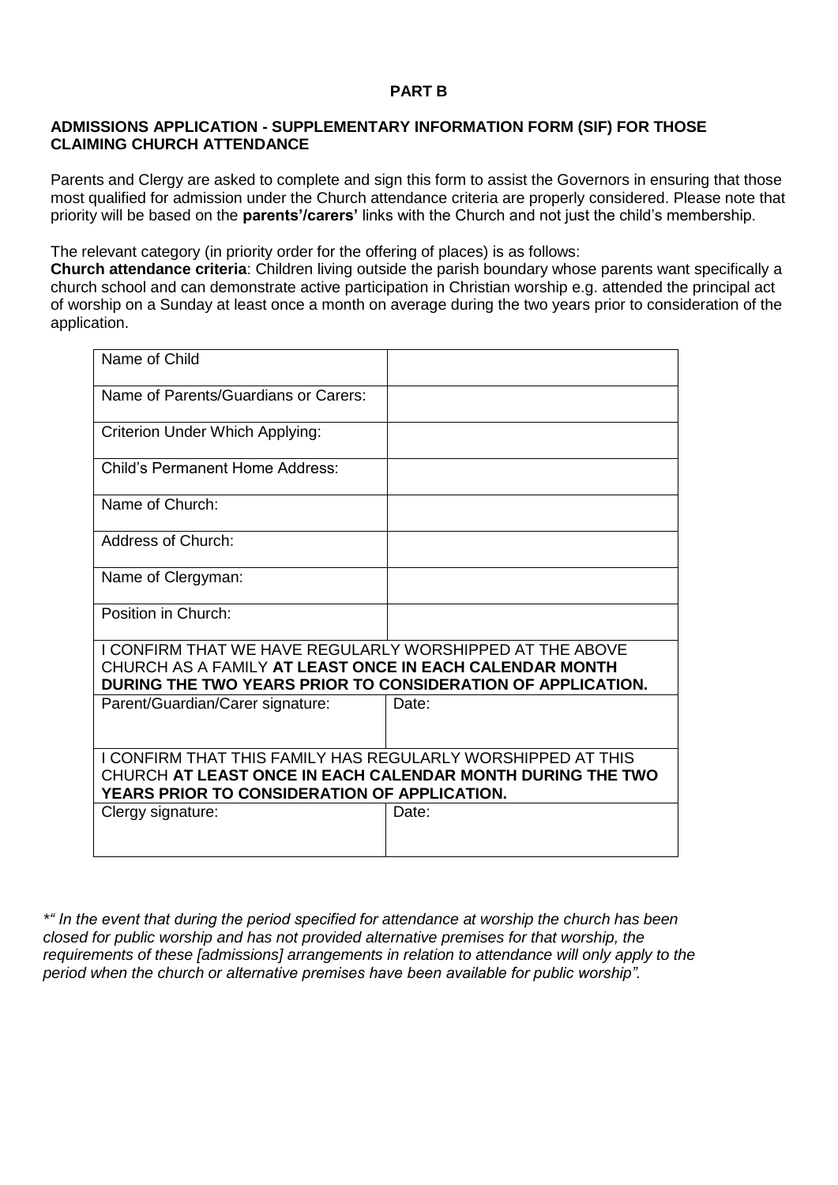**PART B**

**ADMISSIONS APPLICATION - SUPPLEMENTARY INFORMATION FORM (SIF) FOR THOSE CLAIMING CHURCH ATTENDANCE**

Parents and Clergy are asked to complete and sign this form to assist the Governors in ensuring that those most qualified for admission under the Church attendance criteria are properly considered. Please note that priority will be based on the **parents'/carers'** links with the Church and not just the child's membership.

The relevant category (in priority order for the offering of places) is as follows:
**Church attendance criteria**: Children living outside the parish boundary whose parents want specifically a church school and can demonstrate active participation in Christian worship e.g. attended the principal act of worship on a Sunday at least once a month on average during the two years prior to consideration of the application.

| | |
|---|---|
| Name of Child | |
| Name of Parents/Guardians or Carers: | |
| Criterion Under Which Applying: | |
| Child's Permanent Home Address: | |
| Name of Church: | |
| Address of Church: | |
| Name of Clergyman: | |
| Position in Church: | |
| I CONFIRM THAT WE HAVE REGULARLY WORSHIPPED AT THE ABOVE CHURCH AS A FAMILY **AT LEAST ONCE IN EACH CALENDAR MONTH DURING THE TWO YEARS PRIOR TO CONSIDERATION OF APPLICATION.** | |
| Parent/Guardian/Carer signature: | Date: |
| I CONFIRM THAT THIS FAMILY HAS REGULARLY WORSHIPPED AT THIS CHURCH **AT LEAST ONCE IN EACH CALENDAR MONTH DURING THE TWO YEARS PRIOR TO CONSIDERATION OF APPLICATION.** | |
| Clergy signature: | Date: |

*\*" In the event that during the period specified for attendance at worship the church has been closed for public worship and has not provided alternative premises for that worship, the requirements of these [admissions] arrangements in relation to attendance will only apply to the period when the church or alternative premises have been available for public worship".*